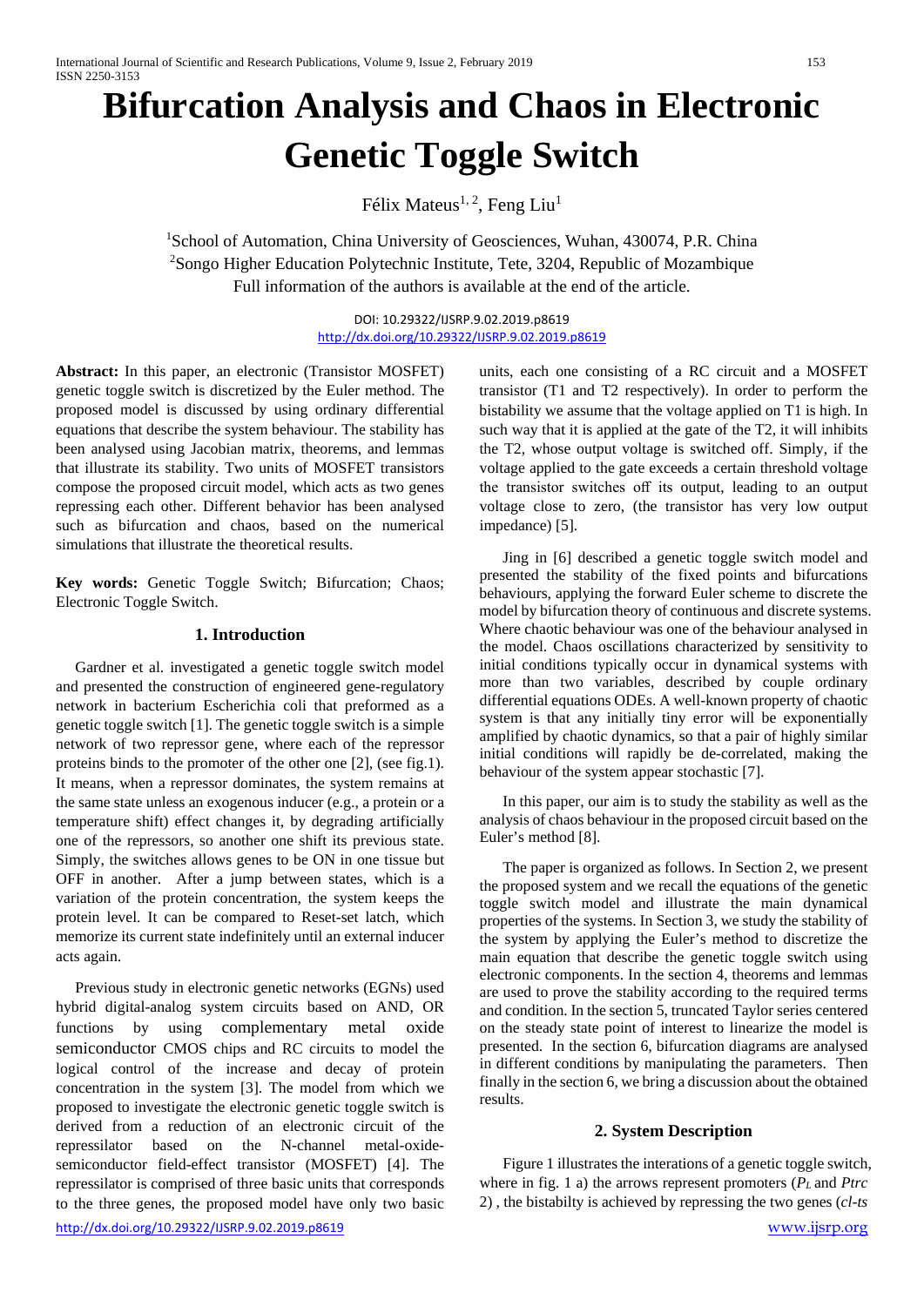# Bifurcation Analysis and Chaos in Electronic Genetic Toggle Switch

Félix Mateus[1, 2], Feng Liu[1]

[1]School of Automation, China University of Geosciences, Wuhan, 430074, P.R. China
[2]Songo Higher Education Polytechnic Institute, Tete, 3204, Republic of Mozambique
Full information of the authors is available at the end of the article.

DOI: 10.29322/IJSRP.9.02.2019.p8619
http://dx.doi.org/10.29322/IJSRP.9.02.2019.p8619

**Abstract:** In this paper, an electronic (Transistor MOSFET) genetic toggle switch is discretized by the Euler method. The proposed model is discussed by using ordinary differential equations that describe the system behaviour. The stability has been analysed using Jacobian matrix, theorems, and lemmas that illustrate its stability. Two units of MOSFET transistors compose the proposed circuit model, which acts as two genes repressing each other. Different behavior has been analysed such as bifurcation and chaos, based on the numerical simulations that illustrate the theoretical results.

**Key words:** Genetic Toggle Switch; Bifurcation; Chaos; Electronic Toggle Switch.

## 1. Introduction

Gardner et al. investigated a genetic toggle switch model and presented the construction of engineered gene-regulatory network in bacterium Escherichia coli that preformed as a genetic toggle switch [1]. The genetic toggle switch is a simple network of two repressor gene, where each of the repressor proteins binds to the promoter of the other one [2], (see fig.1). It means, when a repressor dominates, the system remains at the same state unless an exogenous inducer (e.g., a protein or a temperature shift) effect changes it, by degrading artificially one of the repressors, so another one shift its previous state. Simply, the switches allows genes to be ON in one tissue but OFF in another. After a jump between states, which is a variation of the protein concentration, the system keeps the protein level. It can be compared to Reset-set latch, which memorize its current state indefinitely until an external inducer acts again.

Previous study in electronic genetic networks (EGNs) used hybrid digital-analog system circuits based on AND, OR functions by using complementary metal oxide semiconductor CMOS chips and RC circuits to model the logical control of the increase and decay of protein concentration in the system [3]. The model from which we proposed to investigate the electronic genetic toggle switch is derived from a reduction of an electronic circuit of the repressilator based on the N-channel metal-oxide-semiconductor field-effect transistor (MOSFET) [4]. The repressilator is comprised of three basic units that corresponds to the three genes, the proposed model have only two basic units, each one consisting of a RC circuit and a MOSFET transistor (T1 and T2 respectively). In order to perform the bistability we assume that the voltage applied on T1 is high. In such way that it is applied at the gate of the T2, it will inhibits the T2, whose output voltage is switched off. Simply, if the voltage applied to the gate exceeds a certain threshold voltage the transistor switches off its output, leading to an output voltage close to zero, (the transistor has very low output impedance) [5].

Jing in [6] described a genetic toggle switch model and presented the stability of the fixed points and bifurcations behaviours, applying the forward Euler scheme to discrete the model by bifurcation theory of continuous and discrete systems. Where chaotic behaviour was one of the behaviour analysed in the model. Chaos oscillations characterized by sensitivity to initial conditions typically occur in dynamical systems with more than two variables, described by couple ordinary differential equations ODEs. A well-known property of chaotic system is that any initially tiny error will be exponentially amplified by chaotic dynamics, so that a pair of highly similar initial conditions will rapidly be de-correlated, making the behaviour of the system appear stochastic [7].

In this paper, our aim is to study the stability as well as the analysis of chaos behaviour in the proposed circuit based on the Euler's method [8].

The paper is organized as follows. In Section 2, we present the proposed system and we recall the equations of the genetic toggle switch model and illustrate the main dynamical properties of the systems. In Section 3, we study the stability of the system by applying the Euler's method to discretize the main equation that describe the genetic toggle switch using electronic components. In the section 4, theorems and lemmas are used to prove the stability according to the required terms and condition. In the section 5, truncated Taylor series centered on the steady state point of interest to linearize the model is presented. In the section 6, bifurcation diagrams are analysed in different conditions by manipulating the parameters. Then finally in the section 6, we bring a discussion about the obtained results.

## 2. System Description

Figure 1 illustrates the interations of a genetic toggle switch, where in fig. 1 a) the arrows represent promoters ($P_L$ and *Ptrc* 2) , the bistabilty is achieved by repressing the two genes (*cl-ts*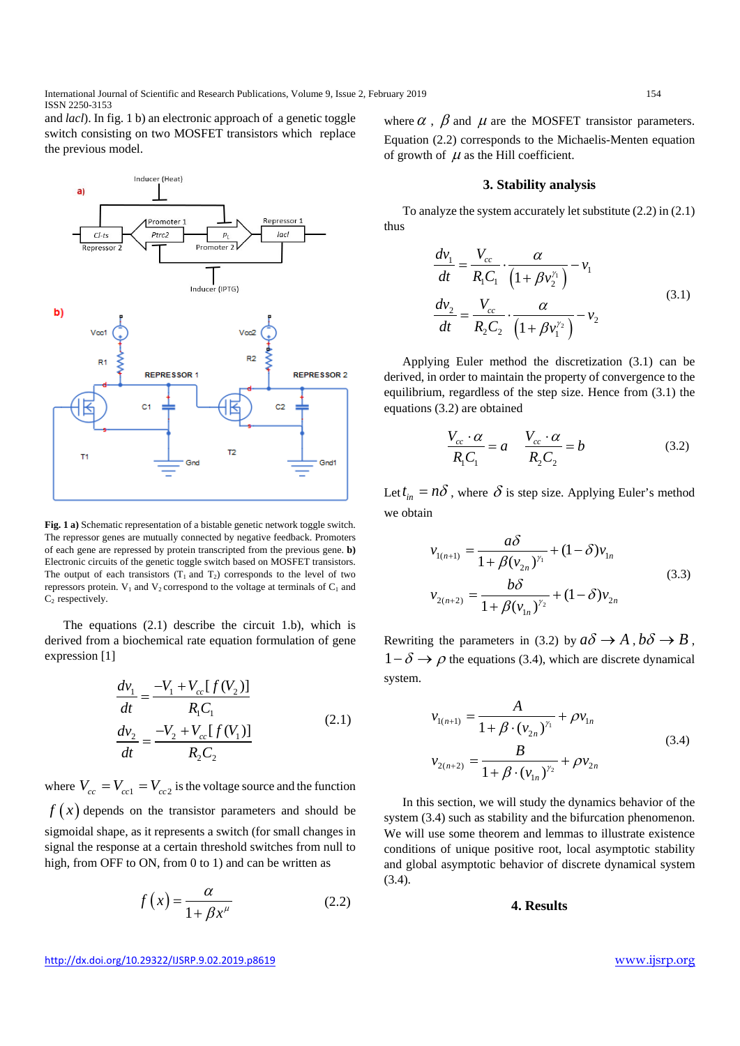and *lacI*). In fig. 1 b) an electronic approach of a genetic toggle switch consisting on two MOSFET transistors which replace the previous model.

**Fig. 1 a)** Schematic representation of a bistable genetic network toggle switch. The repressor genes are mutually connected by negative feedback. Promoters of each gene are repressed by protein transcripted from the previous gene. **b)** Electronic circuits of the genetic toggle switch based on MOSFET transistors. The output of each transistors ($T_1$ and $T_2$) corresponds to the level of the repressors protein. $V_1$ and $V_2$ correspond to the voltage at terminals of $C_1$ and $C_2$ respectively.

The equations (2.1) describe the circuit 1.b), which is derived from a biochemical rate equation formulation of gene expression [1]

$$\frac{dv_1}{dt} = \frac{-V_1 + V_{cc}[f(V_2)]}{R_1C_1}$$
$$\frac{dv_2}{dt} = \frac{-V_2 + V_{cc}[f(V_1)]}{R_2C_2} \tag{2.1}$$

where $V_{cc} = V_{cc1} = V_{cc2}$ is the voltage source and the function $f(x)$ depends on the transistor parameters and should be sigmoidal shape, as it represents a switch (for small changes in signal the response at a certain threshold switches from null to high, from OFF to ON, from 0 to 1) and can be written as

$$f(x) = \frac{\alpha}{1+\beta x^{\mu}} \tag{2.2}$$

where $\alpha$, $\beta$ and $\mu$ are the MOSFET transistor parameters. Equation (2.2) corresponds to the Michaelis-Menten equation of growth of $\mu$ as the Hill coefficient.

## 3. Stability analysis

To analyze the system accurately let substitute (2.2) in (2.1) thus

$$\frac{dv_1}{dt} = \frac{V_{cc}}{R_1C_1}\cdot\frac{\alpha}{\left(1+\beta v_2^{\gamma_1}\right)} - v_1$$
$$\frac{dv_2}{dt} = \frac{V_{cc}}{R_2C_2}\cdot\frac{\alpha}{\left(1+\beta v_1^{\gamma_2}\right)} - v_2 \tag{3.1}$$

Applying Euler method the discretization (3.1) can be derived, in order to maintain the property of convergence to the equilibrium, regardless of the step size. Hence from (3.1) the equations (3.2) are obtained

$$\frac{V_{cc}\cdot\alpha}{R_1C_1} = a \qquad \frac{V_{cc}\cdot\alpha}{R_2C_2} = b \tag{3.2}$$

Let $t_{in} = n\delta$, where $\delta$ is step size. Applying Euler's method we obtain

$$v_{1(n+1)} = \frac{a\delta}{1+\beta(v_{2n})^{\gamma_1}} + (1-\delta)v_{1n}$$
$$v_{2(n+2)} = \frac{b\delta}{1+\beta(v_{1n})^{\gamma_2}} + (1-\delta)v_{2n} \tag{3.3}$$

Rewriting the parameters in (3.2) by $a\delta \to A$, $b\delta \to B$, $1-\delta \to \rho$ the equations (3.4), which are discrete dynamical system.

$$v_{1(n+1)} = \frac{A}{1+\beta\cdot(v_{2n})^{\gamma_1}} + \rho v_{1n}$$
$$v_{2(n+2)} = \frac{B}{1+\beta\cdot(v_{1n})^{\gamma_2}} + \rho v_{2n} \tag{3.4}$$

In this section, we will study the dynamics behavior of the system (3.4) such as stability and the bifurcation phenomenon. We will use some theorem and lemmas to illustrate existence conditions of unique positive root, local asymptotic stability and global asymptotic behavior of discrete dynamical system (3.4).

## 4. Results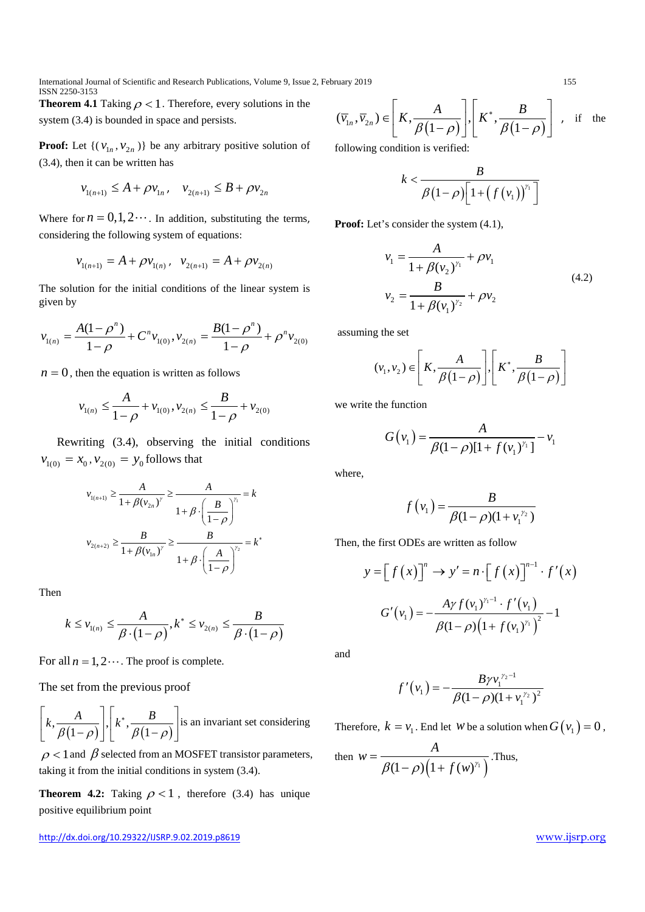**Theorem 4.1** Taking $\rho < 1$. Therefore, every solutions in the system (3.4) is bounded in space and persists.

**Proof:** Let $\{(v_{1n}, v_{2n})\}$ be any arbitrary positive solution of (3.4), then it can be written has

$$v_{1(n+1)} \leq A + \rho v_{1n}, \quad v_{2(n+1)} \leq B + \rho v_{2n}$$

Where for $n = 0,1,2\cdots$. In addition, substituting the terms, considering the following system of equations:

$$v_{1(n+1)} = A + \rho v_{1(n)}, \quad v_{2(n+1)} = A + \rho v_{2(n)}$$

The solution for the initial conditions of the linear system is given by

$$v_{1(n)} = \frac{A(1-\rho^n)}{1-\rho} + C^n v_{1(0)}, v_{2(n)} = \frac{B(1-\rho^n)}{1-\rho} + \rho^n v_{2(0)}$$

$n = 0$, then the equation is written as follows

$$v_{1(n)} \leq \frac{A}{1-\rho} + v_{1(0)}, v_{2(n)} \leq \frac{B}{1-\rho} + v_{2(0)}$$

Rewriting (3.4), observing the initial conditions $v_{1(0)} = x_0, v_{2(0)} = y_0$ follows that

$$v_{1(n+1)} \geq \frac{A}{1+\beta(v_{2n})^{\gamma}} \geq \frac{A}{1+\beta \cdot \left(\frac{B}{1-\rho}\right)^{\gamma_1}} = k$$

$$v_{2(n+2)} \geq \frac{B}{1+\beta(v_{1n})^{\gamma}} \geq \frac{B}{1+\beta \cdot \left(\frac{A}{1-\rho}\right)^{\gamma_2}} = k^*$$

Then

$$k \leq v_{1(n)} \leq \frac{A}{\beta \cdot (1-\rho)}, k^* \leq v_{2(n)} \leq \frac{B}{\beta \cdot (1-\rho)}$$

For all $n = 1,2\cdots$. The proof is complete.

The set from the previous proof

$\left[k, \frac{A}{\beta(1-\rho)}\right], \left[k^*, \frac{B}{\beta(1-\rho)}\right]$ is an invariant set considering $\rho < 1$ and $\beta$ selected from an MOSFET transistor parameters, taking it from the initial conditions in system (3.4).

**Theorem 4.2:** Taking $\rho < 1$, therefore (3.4) has unique positive equilibrium point

$(\overline{v}_{1n}, \overline{v}_{2n}) \in \left[K, \frac{A}{\beta(1-\rho)}\right], \left[K^*, \frac{B}{\beta(1-\rho)}\right]$, if the following condition is verified:

$$k < \frac{B}{\beta(1-\rho)\left[1+\left(f(v_1)\right)^{\gamma_1}\right]}$$

**Proof:** Let's consider the system (4.1),

$$v_1 = \frac{A}{1+\beta(v_2)^{\gamma_1}} + \rho v_1$$
$$v_2 = \frac{B}{1+\beta(v_1)^{\gamma_2}} + \rho v_2 \tag{4.2}$$

assuming the set

$$(v_1, v_2) \in \left[K, \frac{A}{\beta(1-\rho)}\right], \left[K^*, \frac{B}{\beta(1-\rho)}\right]$$

we write the function

$$G(v_1) = \frac{A}{\beta(1-\rho)[1+f(v_1)^{\gamma_1}]} - v_1$$

where,

$$f(v_1) = \frac{B}{\beta(1-\rho)(1+v_1^{\gamma_2})}$$

Then, the first ODEs are written as follow

$$y = \left[f(x)\right]^n \rightarrow y' = n \cdot \left[f(x)\right]^{n-1} \cdot f'(x)$$

$$G'(v_1) = -\frac{A\gamma f(v_1)^{\gamma_1 - 1} \cdot f'(v_1)}{\beta(1-\rho)\left(1+f(v_1)^{\gamma_1}\right)^2} - 1$$

and

$$f'(v_1) = -\frac{B\gamma v_1^{\gamma_2 - 1}}{\beta(1-\rho)(1+v_1^{\gamma_2})^2}$$

Therefore, $k = v_1$. End let $w$ be a solution when $G(v_1) = 0$, then $w = \dfrac{A}{\beta(1-\rho)\left(1+f(w)^{\gamma_1}\right)}$. Thus,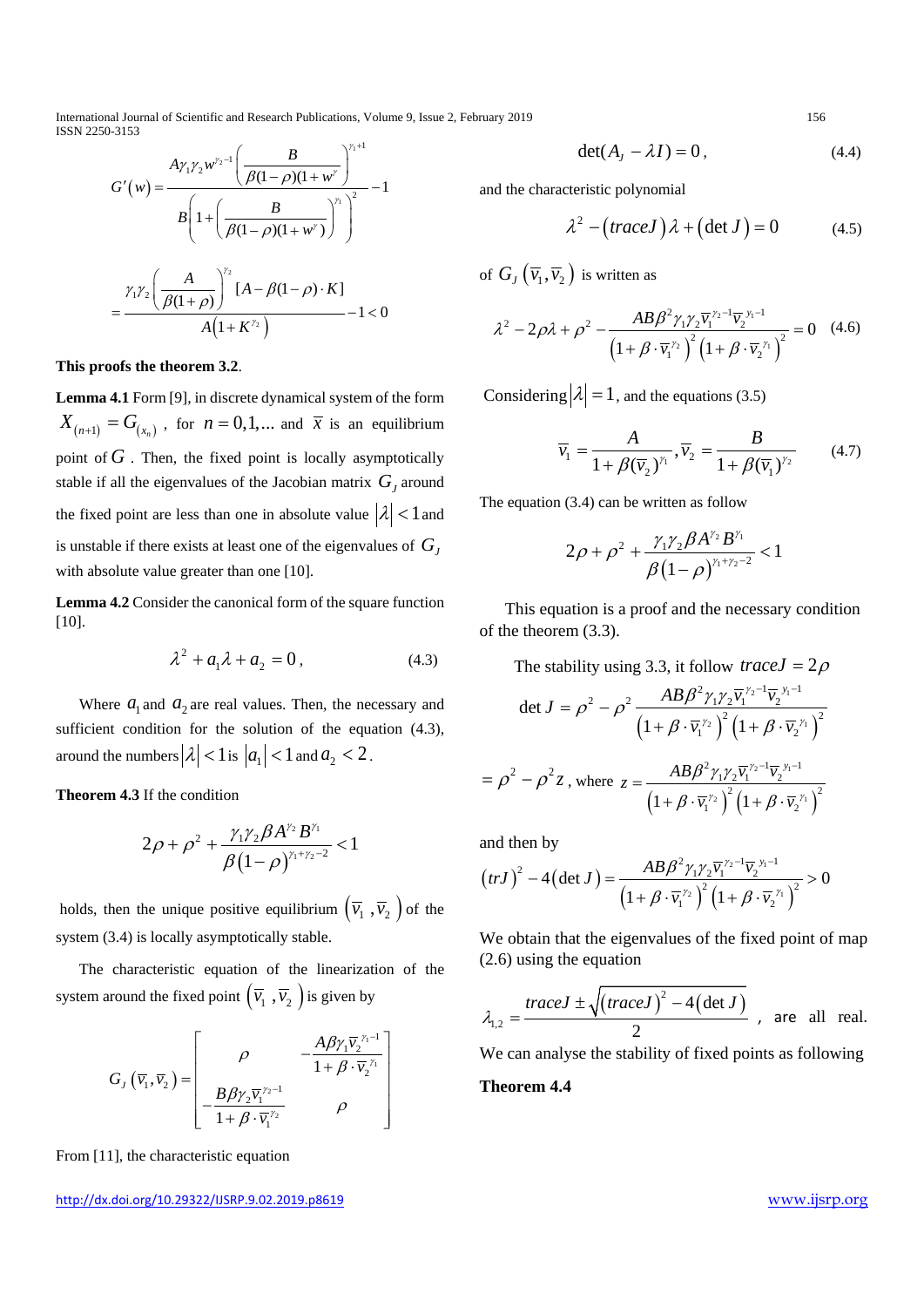$$G'(w) = \frac{A\gamma_1\gamma_2 w^{\gamma_2-1}\left(\frac{B}{\beta(1-\rho)(1+w^{\gamma})}\right)^{\gamma_1+1}}{B\left(1+\left(\frac{B}{\beta(1-\rho)(1+w^{\gamma})}\right)^{\gamma_1}\right)^2} - 1$$

$$= \frac{\gamma_1\gamma_2\left(\frac{A}{\beta(1+\rho)}\right)^{\gamma_2}[A-\beta(1-\rho)\cdot K]}{A\left(1+K^{\gamma_2}\right)} - 1 < 0$$

**This proofs the theorem 3.2**.

**Lemma 4.1** Form [9], in discrete dynamical system of the form $X_{(n+1)} = G_{(x_n)}$ , for $n = 0,1,...$ and $\overline{x}$ is an equilibrium point of $G$ . Then, the fixed point is locally asymptotically stable if all the eigenvalues of the Jacobian matrix $G_J$ around the fixed point are less than one in absolute value $|\lambda| < 1$ and is unstable if there exists at least one of the eigenvalues of $G_J$ with absolute value greater than one [10].

**Lemma 4.2** Consider the canonical form of the square function [10].

$$\lambda^2 + a_1\lambda + a_2 = 0, \tag{4.3}$$

Where $a_1$ and $a_2$ are real values. Then, the necessary and sufficient condition for the solution of the equation (4.3), around the numbers $|\lambda| < 1$ is $|a_1| < 1$ and $a_2 < 2$.

**Theorem 4.3** If the condition

$$2\rho + \rho^2 + \frac{\gamma_1\gamma_2\beta A^{\gamma_2}B^{\gamma_1}}{\beta(1-\rho)^{\gamma_1+\gamma_2-2}} < 1$$

holds, then the unique positive equilibrium $(\overline{v}_1, \overline{v}_2)$ of the system (3.4) is locally asymptotically stable.

The characteristic equation of the linearization of the system around the fixed point $(\overline{v}_1, \overline{v}_2)$ is given by

$$G_J(\overline{v}_1, \overline{v}_2) = \begin{bmatrix} \rho & -\frac{A\beta\gamma_1\overline{v}_2^{\gamma_1-1}}{1+\beta\cdot\overline{v}_2^{\gamma_1}} \\ -\frac{B\beta\gamma_2\overline{v}_1^{\gamma_2-1}}{1+\beta\cdot\overline{v}_1^{\gamma_2}} & \rho \end{bmatrix}$$

From [11], the characteristic equation

$$\det(A_J - \lambda I) = 0, \tag{4.4}$$

and the characteristic polynomial

$$\lambda^2 - (traceJ)\lambda + (\det J) = 0 \tag{4.5}$$

of $G_J(\overline{v}_1, \overline{v}_2)$ is written as

$$\lambda^2 - 2\rho\lambda + \rho^2 - \frac{AB\beta^2\gamma_1\gamma_2\overline{v}_1^{\gamma_2-1}\overline{v}_2^{\gamma_1-1}}{\left(1+\beta\cdot\overline{v}_1^{\gamma_2}\right)^2\left(1+\beta\cdot\overline{v}_2^{\gamma_1}\right)^2} = 0 \tag{4.6}$$

Considering $|\lambda| = 1$, and the equations (3.5)

$$\overline{v}_1 = \frac{A}{1+\beta(\overline{v}_2)^{\gamma_1}}, \overline{v}_2 = \frac{B}{1+\beta(\overline{v}_1)^{\gamma_2}} \tag{4.7}$$

The equation (3.4) can be written as follow

$$2\rho + \rho^2 + \frac{\gamma_1\gamma_2\beta A^{\gamma_2}B^{\gamma_1}}{\beta(1-\rho)^{\gamma_1+\gamma_2-2}} < 1$$

This equation is a proof and the necessary condition of the theorem (3.3).

The stability using 3.3, it follow $traceJ = 2\rho$

$$\det J = \rho^2 - \rho^2\frac{AB\beta^2\gamma_1\gamma_2\overline{v}_1^{\gamma_2-1}\overline{v}_2^{\gamma_1-1}}{\left(1+\beta\cdot\overline{v}_1^{\gamma_2}\right)^2\left(1+\beta\cdot\overline{v}_2^{\gamma_1}\right)^2}$$

$$= \rho^2 - \rho^2 z, \text{ where } z = \frac{AB\beta^2\gamma_1\gamma_2\overline{v}_1^{\gamma_2-1}\overline{v}_2^{\gamma_1-1}}{\left(1+\beta\cdot\overline{v}_1^{\gamma_2}\right)^2\left(1+\beta\cdot\overline{v}_2^{\gamma_1}\right)^2}$$

and then by

$$(trJ)^2 - 4(\det J) = \frac{AB\beta^2\gamma_1\gamma_2\overline{v}_1^{\gamma_2-1}\overline{v}_2^{\gamma_1-1}}{\left(1+\beta\cdot\overline{v}_1^{\gamma_2}\right)^2\left(1+\beta\cdot\overline{v}_2^{\gamma_1}\right)^2} > 0$$

We obtain that the eigenvalues of the fixed point of map (2.6) using the equation

$$\lambda_{1,2} = \frac{traceJ \pm \sqrt{(traceJ)^2 - 4(\det J)}}{2}$$, are all real.

We can analyse the stability of fixed points as following

**Theorem 4.4**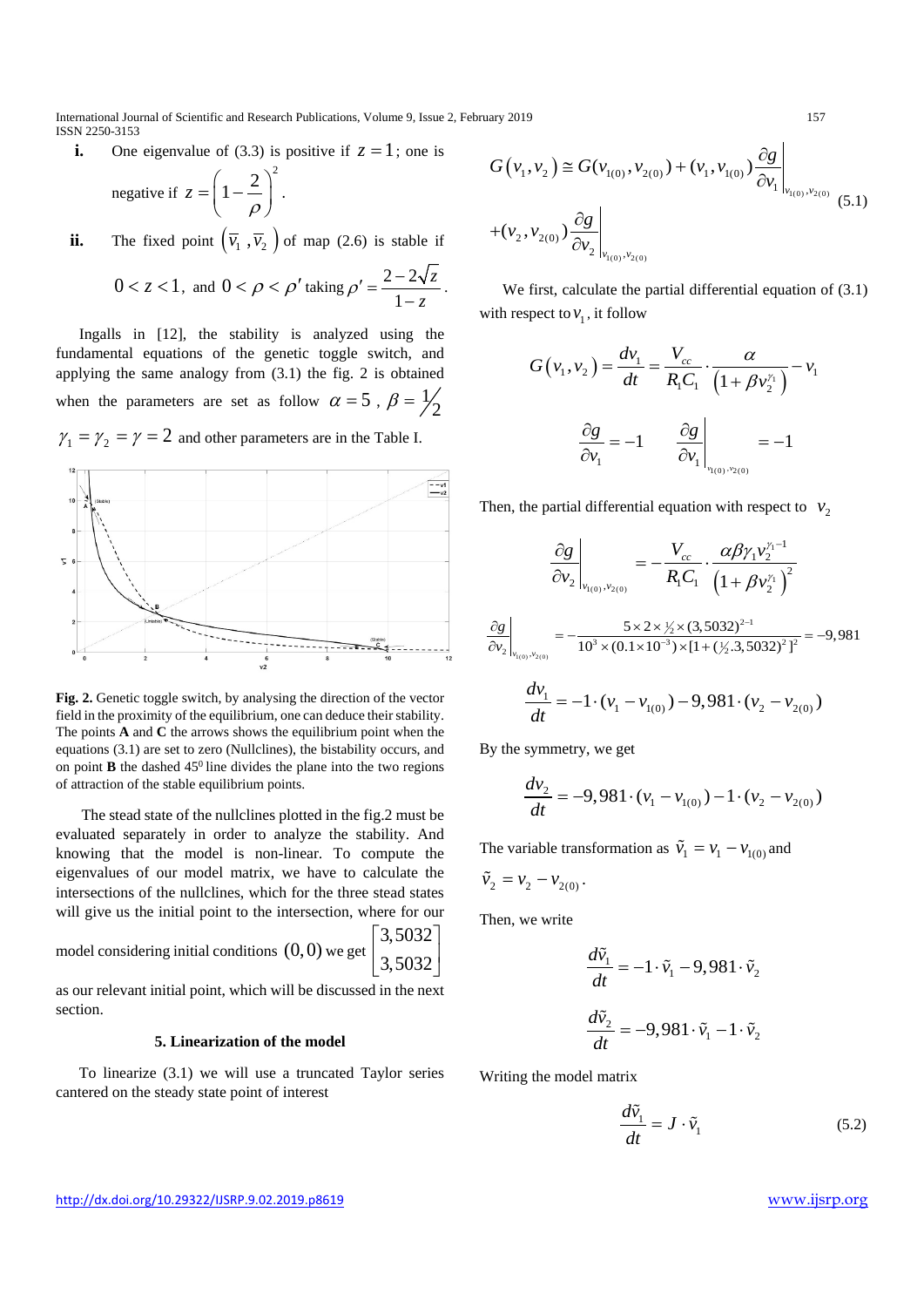**i.** One eigenvalue of (3.3) is positive if $z = 1$; one is negative if $z = \left(1 - \frac{2}{\rho}\right)^2$.

**ii.** The fixed point $\left(\overline{v}_1, \overline{v}_2\right)$ of map (2.6) is stable if

$$0 < z < 1, \text{ and } 0 < \rho < \rho' \text{ taking } \rho' = \frac{2 - 2\sqrt{z}}{1 - z}.$$

Ingalls in [12], the stability is analyzed using the fundamental equations of the genetic toggle switch, and applying the same analogy from (3.1) the fig. 2 is obtained when the parameters are set as follow $\alpha = 5$, $\beta = \frac{1}{2}$ $\gamma_1 = \gamma_2 = \gamma = 2$ and other parameters are in the Table I.

**Fig. 2.** Genetic toggle switch, by analysing the direction of the vector field in the proximity of the equilibrium, one can deduce their stability. The points **A** and **C** the arrows shows the equilibrium point when the equations (3.1) are set to zero (Nullclines), the bistability occurs, and on point **B** the dashed 45$^0$ line divides the plane into the two regions of attraction of the stable equilibrium points.

The stead state of the nullclines plotted in the fig.2 must be evaluated separately in order to analyze the stability. And knowing that the model is non-linear. To compute the eigenvalues of our model matrix, we have to calculate the intersections of the nullclines, which for the three stead states will give us the initial point to the intersection, where for our model considering initial conditions $(0,0)$ we get $\begin{bmatrix} 3,5032 \\ 3,5032 \end{bmatrix}$ as our relevant initial point, which will be discussed in the next section.

## 5. Linearization of the model

To linearize (3.1) we will use a truncated Taylor series cantered on the steady state point of interest

$$G\left(v_1, v_2\right) \cong G(v_{1(0)}, v_{2(0)}) + (v_1, v_{1(0)}) \left.\frac{\partial g}{\partial v_1}\right|_{v_{1(0)}, v_{2(0)}} + (v_2, v_{2(0)}) \left.\frac{\partial g}{\partial v_2}\right|_{v_{1(0)}, v_{2(0)}} \quad (5.1)$$

We first, calculate the partial differential equation of (3.1) with respect to $v_1$, it follow

$$G\left(v_1, v_2\right) = \frac{dv_1}{dt} = \frac{V_{cc}}{R_1 C_1} \cdot \frac{\alpha}{\left(1 + \beta v_2^{\gamma_1}\right)} - v_1$$

$$\frac{\partial g}{\partial v_1} = -1 \qquad \left.\frac{\partial g}{\partial v_1}\right|_{v_{1(0)}, v_{2(0)}} = -1$$

Then, the partial differential equation with respect to $v_2$

$$\left.\frac{\partial g}{\partial v_2}\right|_{v_{1(0)}, v_{2(0)}} = -\frac{V_{cc}}{R_1 C_1} \cdot \frac{\alpha \beta \gamma_1 v_2^{\gamma_1 - 1}}{\left(1 + \beta v_2^{\gamma_1}\right)^2}$$

$$\left.\frac{\partial g}{\partial v_2}\right|_{v_{1(0)}, v_{2(0)}} = -\frac{5 \times 2 \times \frac{1}{2} \times (3,5032)^{2-1}}{10^3 \times (0.1 \times 10^{-3}) \times [1 + (\frac{1}{2}.3,5032)^2]^2} = -9,981$$

$$\frac{dv_1}{dt} = -1 \cdot (v_1 - v_{1(0)}) - 9,981 \cdot (v_2 - v_{2(0)})$$

By the symmetry, we get

$$\frac{dv_2}{dt} = -9,981 \cdot (v_1 - v_{1(0)}) - 1 \cdot (v_2 - v_{2(0)})$$

The variable transformation as $\tilde{v}_1 = v_1 - v_{1(0)}$ and $\tilde{v}_2 = v_2 - v_{2(0)}$.

Then, we write

$$\frac{d\tilde{v}_1}{dt} = -1 \cdot \tilde{v}_1 - 9,981 \cdot \tilde{v}_2$$

$$\frac{d\tilde{v}_2}{dt} = -9,981 \cdot \tilde{v}_1 - 1 \cdot \tilde{v}_2$$

Writing the model matrix

$$\frac{d\tilde{v}_1}{dt} = J \cdot \tilde{v}_1 \quad (5.2)$$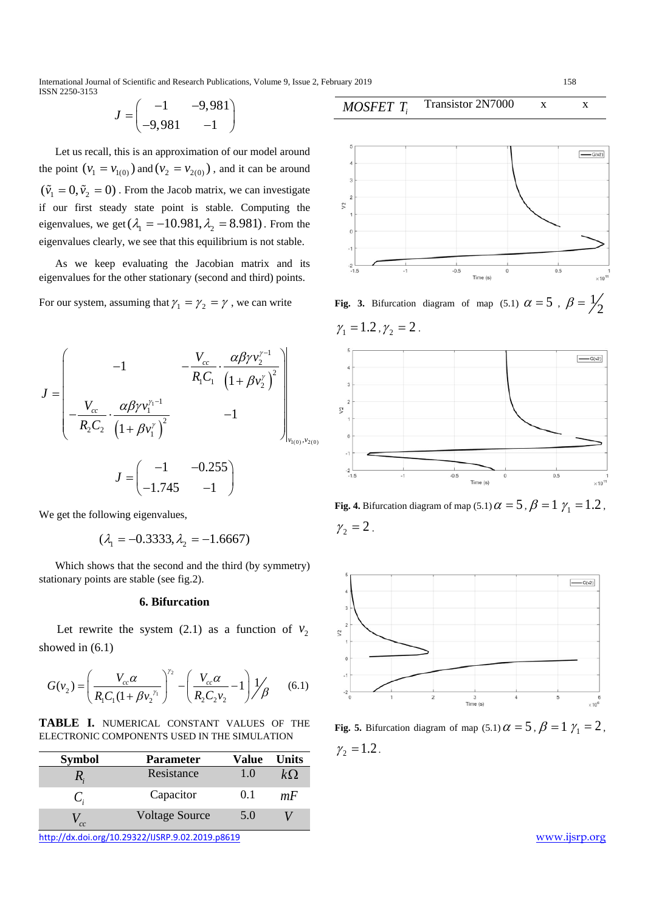$$J = \begin{pmatrix} -1 & -9,981 \\ -9,981 & -1 \end{pmatrix}$$

Let us recall, this is an approximation of our model around the point $(v_1 = v_{1(0)})$ and $(v_2 = v_{2(0)})$, and it can be around $(\tilde{v}_1 = 0, \tilde{v}_2 = 0)$. From the Jacob matrix, we can investigate if our first steady state point is stable. Computing the eigenvalues, we get $(\lambda_1 = -10.981, \lambda_2 = 8.981)$. From the eigenvalues clearly, we see that this equilibrium is not stable.

As we keep evaluating the Jacobian matrix and its eigenvalues for the other stationary (second and third) points.

For our system, assuming that $\gamma_1 = \gamma_2 = \gamma$, we can write

$$J = \left. \begin{pmatrix} -1 & -\dfrac{V_{cc}}{R_1 C_1} \cdot \dfrac{\alpha\beta\gamma v_2^{\gamma-1}}{\left(1+\beta v_2^{\gamma}\right)^2} \\ -\dfrac{V_{cc}}{R_2 C_2} \cdot \dfrac{\alpha\beta\gamma v_1^{\gamma_1-1}}{\left(1+\beta v_1^{\gamma}\right)^2} & -1 \end{pmatrix} \right|_{v_{1(0)}, v_{2(0)}}$$

$$J = \begin{pmatrix} -1 & -0.255 \\ -1.745 & -1 \end{pmatrix}$$

We get the following eigenvalues,

$$(\lambda_1 = -0.3333, \lambda_2 = -1.6667)$$

Which shows that the second and the third (by symmetry) stationary points are stable (see fig.2).

## 6. Bifurcation

Let rewrite the system (2.1) as a function of $v_2$ showed in (6.1)

$$G(v_2) = \left(\frac{V_{cc}\alpha}{R_1 C_1 (1+\beta v_2^{\gamma_1})}\right)^{\gamma_2} - \left(\frac{V_{cc}\alpha}{R_2 C_2 v_2} - 1\right) \frac{1}{\beta} \qquad (6.1)$$

**TABLE I.** NUMERICAL CONSTANT VALUES OF THE ELECTRONIC COMPONENTS USED IN THE SIMULATION

| Symbol | Parameter | Value | Units |
|---|---|---|---|
| $R_i$ | Resistance | 1.0 | $k\Omega$ |
| $C_i$ | Capacitor | 0.1 | $mF$ |
| $V_{cc}$ | Voltage Source | 5.0 | $V$ |
| *MOSFET* $T_i$ | Transistor 2N7000 | x | x |

**Fig. 3.** Bifurcation diagram of map (5.1) $\alpha = 5$, $\beta = \frac{1}{2}$ $\gamma_1 = 1.2$, $\gamma_2 = 2$.

**Fig. 4.** Bifurcation diagram of map (5.1) $\alpha = 5$, $\beta = 1$ $\gamma_1 = 1.2$, $\gamma_2 = 2$.

**Fig. 5.** Bifurcation diagram of map (5.1) $\alpha = 5$, $\beta = 1$ $\gamma_1 = 2$, $\gamma_2 = 1.2$.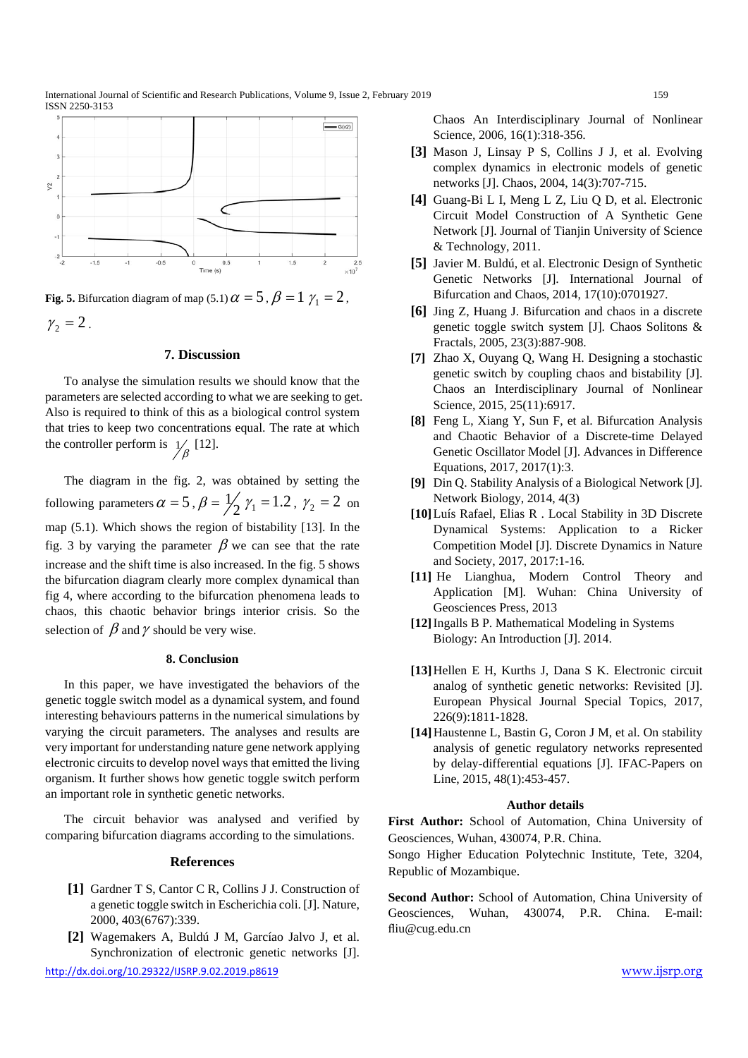**Fig. 5.** Bifurcation diagram of map (5.1) $\alpha = 5$, $\beta = 1$ $\gamma_1 = 2$, $\gamma_2 = 2$.

## 7. Discussion

To analyse the simulation results we should know that the parameters are selected according to what we are seeking to get. Also is required to think of this as a biological control system that tries to keep two concentrations equal. The rate at which the controller perform is $1/\beta$ [12].

The diagram in the fig. 2, was obtained by setting the following parameters $\alpha = 5$, $\beta = 1/2$ $\gamma_1 = 1.2$, $\gamma_2 = 2$ on map (5.1). Which shows the region of bistability [13]. In the fig. 3 by varying the parameter $\beta$ we can see that the rate increase and the shift time is also increased. In the fig. 5 shows the bifurcation diagram clearly more complex dynamical than fig 4, where according to the bifurcation phenomena leads to chaos, this chaotic behavior brings interior crisis. So the selection of $\beta$ and $\gamma$ should be very wise.

## 8. Conclusion

In this paper, we have investigated the behaviors of the genetic toggle switch model as a dynamical system, and found interesting behaviours patterns in the numerical simulations by varying the circuit parameters. The analyses and results are very important for understanding nature gene network applying electronic circuits to develop novel ways that emitted the living organism. It further shows how genetic toggle switch perform an important role in synthetic genetic networks.

The circuit behavior was analysed and verified by comparing bifurcation diagrams according to the simulations.

## References

**[1]** Gardner T S, Cantor C R, Collins J J. Construction of a genetic toggle switch in Escherichia coli. [J]. Nature, 2000, 403(6767):339.

**[2]** Wagemakers A, Buldú J M, Garcíao Jalvo J, et al. Synchronization of electronic genetic networks [J]. Chaos An Interdisciplinary Journal of Nonlinear Science, 2006, 16(1):318-356.

**[3]** Mason J, Linsay P S, Collins J J, et al. Evolving complex dynamics in electronic models of genetic networks [J]. Chaos, 2004, 14(3):707-715.

**[4]** Guang-Bi L I, Meng L Z, Liu Q D, et al. Electronic Circuit Model Construction of A Synthetic Gene Network [J]. Journal of Tianjin University of Science & Technology, 2011.

**[5]** Javier M. Buldú, et al. Electronic Design of Synthetic Genetic Networks [J]. International Journal of Bifurcation and Chaos, 2014, 17(10):0701927.

**[6]** Jing Z, Huang J. Bifurcation and chaos in a discrete genetic toggle switch system [J]. Chaos Solitons & Fractals, 2005, 23(3):887-908.

**[7]** Zhao X, Ouyang Q, Wang H. Designing a stochastic genetic switch by coupling chaos and bistability [J]. Chaos an Interdisciplinary Journal of Nonlinear Science, 2015, 25(11):6917.

**[8]** Feng L, Xiang Y, Sun F, et al. Bifurcation Analysis and Chaotic Behavior of a Discrete-time Delayed Genetic Oscillator Model [J]. Advances in Difference Equations, 2017, 2017(1):3.

**[9]** Din Q. Stability Analysis of a Biological Network [J]. Network Biology, 2014, 4(3)

**[10]** Luís Rafael, Elias R . Local Stability in 3D Discrete Dynamical Systems: Application to a Ricker Competition Model [J]. Discrete Dynamics in Nature and Society, 2017, 2017:1-16.

**[11]** He Lianghua, Modern Control Theory and Application [M]. Wuhan: China University of Geosciences Press, 2013

**[12]** Ingalls B P. Mathematical Modeling in Systems Biology: An Introduction [J]. 2014.

**[13]** Hellen E H, Kurths J, Dana S K. Electronic circuit analog of synthetic genetic networks: Revisited [J]. European Physical Journal Special Topics, 2017, 226(9):1811-1828.

**[14]** Haustenne L, Bastin G, Coron J M, et al. On stability analysis of genetic regulatory networks represented by delay-differential equations [J]. IFAC-Papers on Line, 2015, 48(1):453-457.

### Author details

**First Author:** School of Automation, China University of Geosciences, Wuhan, 430074, P.R. China.
Songo Higher Education Polytechnic Institute, Tete, 3204, Republic of Mozambique.

**Second Author:** School of Automation, China University of Geosciences, Wuhan, 430074, P.R. China. E-mail: fliu@cug.edu.cn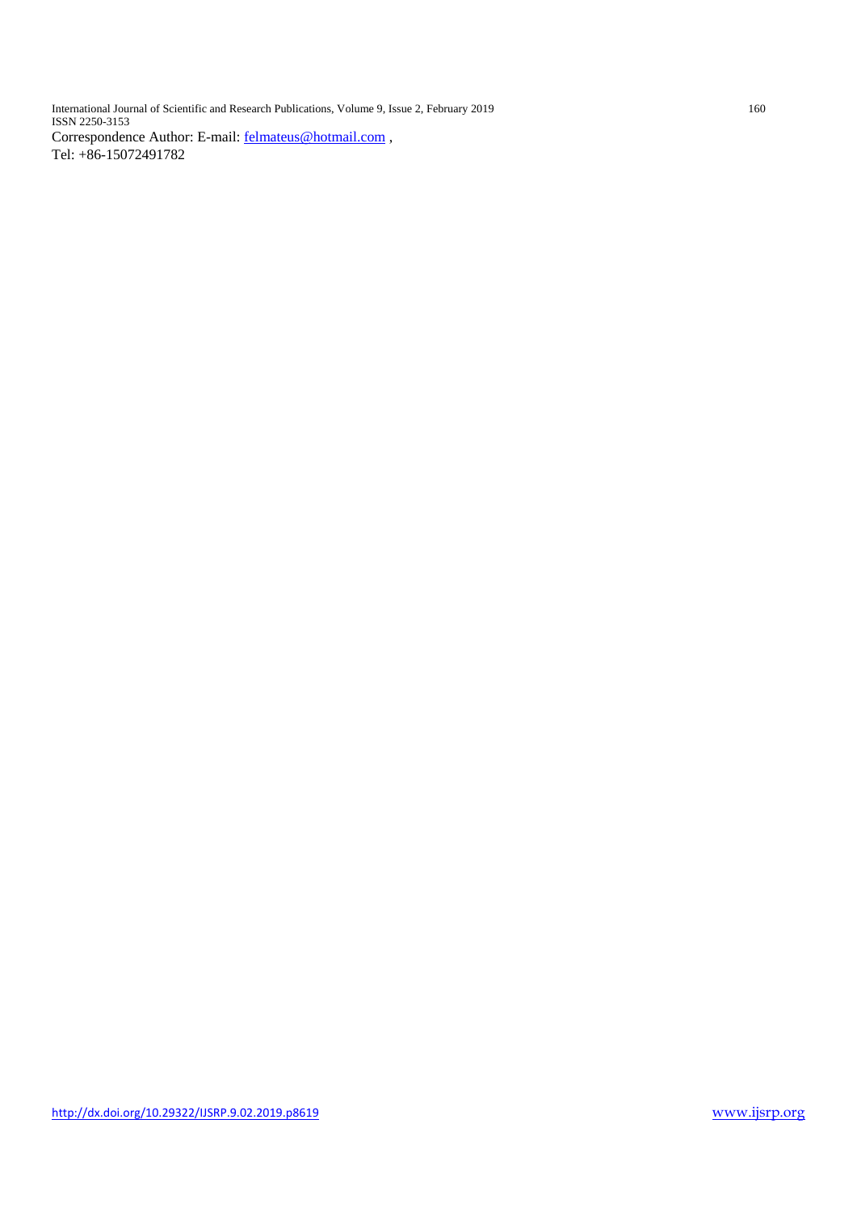Correspondence Author: E-mail: felmateus@hotmail.com ,
Tel: +86-15072491782